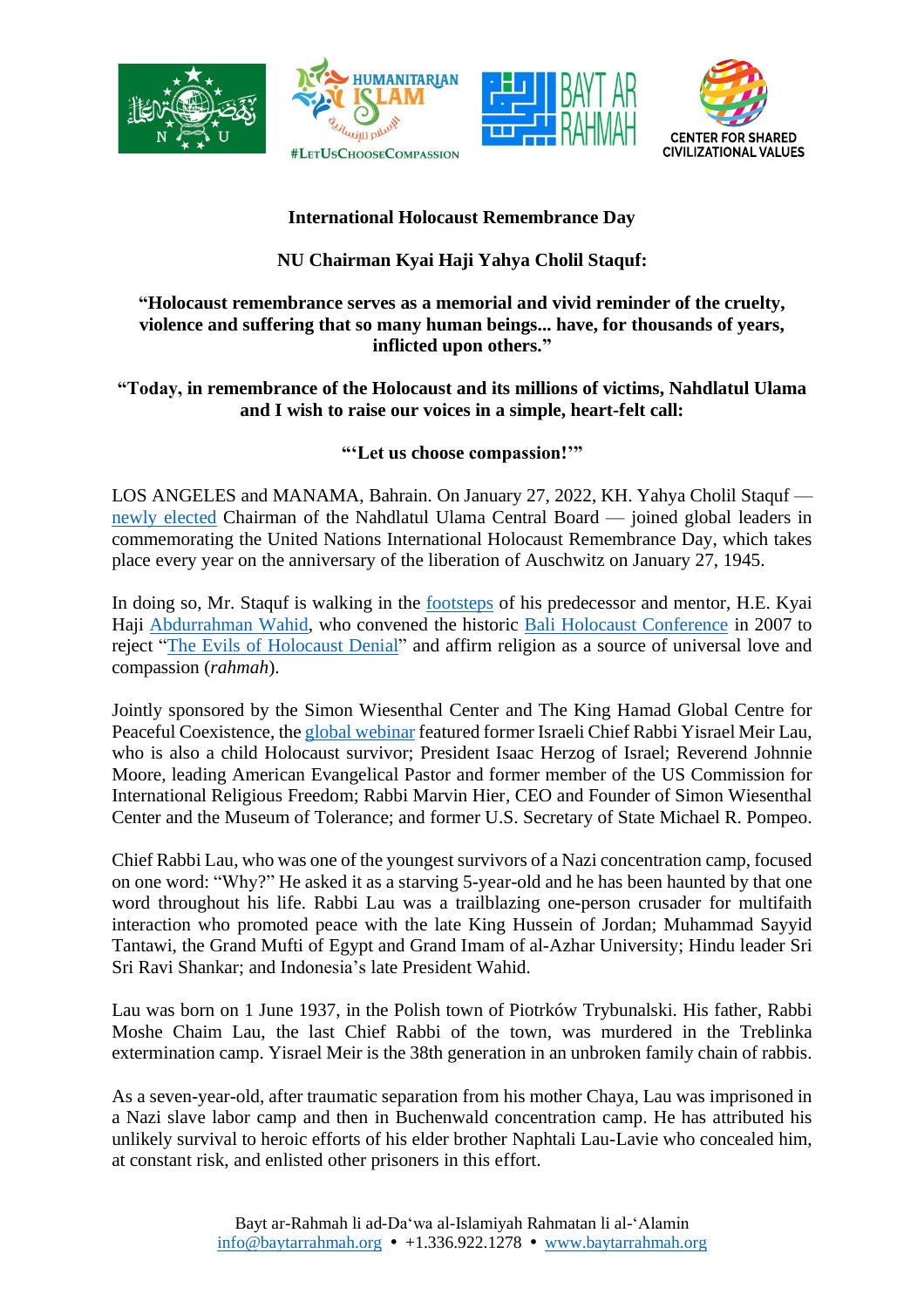**International Holocaust Remembrance Day**

**NU Chairman Kyai Haji Yahya Cholil Staquf:**

**"Holocaust remembrance serves as a memorial and vivid reminder of the cruelty, violence and suffering that so many human beings... have, for thousands of years, inflicted upon others."**

**"Today, in remembrance of the Holocaust and its millions of victims, Nahdlatul Ulama and I wish to raise our voices in a simple, heart-felt call:**

**"'Let us choose compassion!'"**

LOS ANGELES and MANAMA, Bahrain. On January 27, 2022, KH. Yahya Cholil Staquf — newly elected Chairman of the Nahdlatul Ulama Central Board — joined global leaders in commemorating the United Nations International Holocaust Remembrance Day, which takes place every year on the anniversary of the liberation of Auschwitz on January 27, 1945.

In doing so, Mr. Staquf is walking in the footsteps of his predecessor and mentor, H.E. Kyai Haji Abdurrahman Wahid, who convened the historic Bali Holocaust Conference in 2007 to reject "The Evils of Holocaust Denial" and affirm religion as a source of universal love and compassion (*rahmah*).

Jointly sponsored by the Simon Wiesenthal Center and The King Hamad Global Centre for Peaceful Coexistence, the global webinar featured former Israeli Chief Rabbi Yisrael Meir Lau, who is also a child Holocaust survivor; President Isaac Herzog of Israel; Reverend Johnnie Moore, leading American Evangelical Pastor and former member of the US Commission for International Religious Freedom; Rabbi Marvin Hier, CEO and Founder of Simon Wiesenthal Center and the Museum of Tolerance; and former U.S. Secretary of State Michael R. Pompeo.

Chief Rabbi Lau, who was one of the youngest survivors of a Nazi concentration camp, focused on one word: "Why?" He asked it as a starving 5-year-old and he has been haunted by that one word throughout his life. Rabbi Lau was a trailblazing one-person crusader for multifaith interaction who promoted peace with the late King Hussein of Jordan; Muhammad Sayyid Tantawi, the Grand Mufti of Egypt and Grand Imam of al-Azhar University; Hindu leader Sri Sri Ravi Shankar; and Indonesia's late President Wahid.

Lau was born on 1 June 1937, in the Polish town of Piotrków Trybunalski. His father, Rabbi Moshe Chaim Lau, the last Chief Rabbi of the town, was murdered in the Treblinka extermination camp. Yisrael Meir is the 38th generation in an unbroken family chain of rabbis.

As a seven-year-old, after traumatic separation from his mother Chaya, Lau was imprisoned in a Nazi slave labor camp and then in Buchenwald concentration camp. He has attributed his unlikely survival to heroic efforts of his elder brother Naphtali Lau-Lavie who concealed him, at constant risk, and enlisted other prisoners in this effort.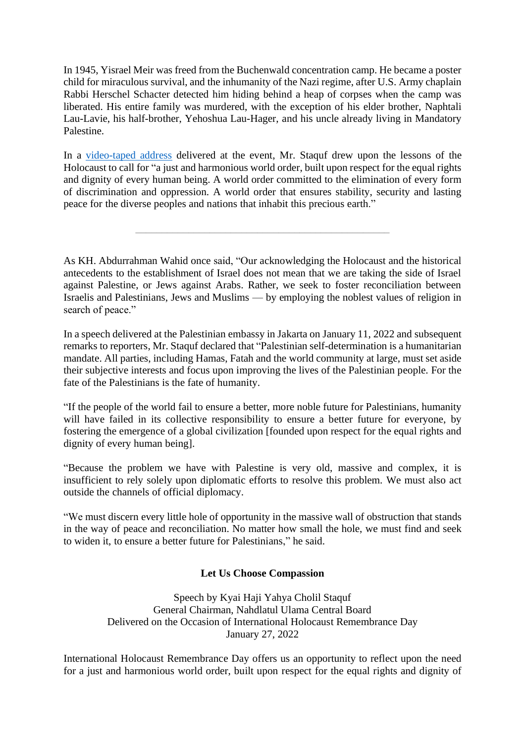In 1945, Yisrael Meir was freed from the Buchenwald concentration camp. He became a poster child for miraculous survival, and the inhumanity of the Nazi regime, after U.S. Army chaplain Rabbi Herschel Schacter detected him hiding behind a heap of corpses when the camp was liberated. His entire family was murdered, with the exception of his elder brother, Naphtali Lau-Lavie, his half-brother, Yehoshua Lau-Hager, and his uncle already living in Mandatory Palestine.

In a video-taped address delivered at the event, Mr. Staquf drew upon the lessons of the Holocaust to call for "a just and harmonious world order, built upon respect for the equal rights and dignity of every human being. A world order committed to the elimination of every form of discrimination and oppression. A world order that ensures stability, security and lasting peace for the diverse peoples and nations that inhabit this precious earth."

---

As KH. Abdurrahman Wahid once said, "Our acknowledging the Holocaust and the historical antecedents to the establishment of Israel does not mean that we are taking the side of Israel against Palestine, or Jews against Arabs. Rather, we seek to foster reconciliation between Israelis and Palestinians, Jews and Muslims — by employing the noblest values of religion in search of peace."

In a speech delivered at the Palestinian embassy in Jakarta on January 11, 2022 and subsequent remarks to reporters, Mr. Staquf declared that "Palestinian self-determination is a humanitarian mandate. All parties, including Hamas, Fatah and the world community at large, must set aside their subjective interests and focus upon improving the lives of the Palestinian people. For the fate of the Palestinians is the fate of humanity.

"If the people of the world fail to ensure a better, more noble future for Palestinians, humanity will have failed in its collective responsibility to ensure a better future for everyone, by fostering the emergence of a global civilization [founded upon respect for the equal rights and dignity of every human being].

"Because the problem we have with Palestine is very old, massive and complex, it is insufficient to rely solely upon diplomatic efforts to resolve this problem. We must also act outside the channels of official diplomacy.

"We must discern every little hole of opportunity in the massive wall of obstruction that stands in the way of peace and reconciliation. No matter how small the hole, we must find and seek to widen it, to ensure a better future for Palestinians," he said.

**Let Us Choose Compassion**

Speech by Kyai Haji Yahya Cholil Staquf
General Chairman, Nahdlatul Ulama Central Board
Delivered on the Occasion of International Holocaust Remembrance Day
January 27, 2022

International Holocaust Remembrance Day offers us an opportunity to reflect upon the need for a just and harmonious world order, built upon respect for the equal rights and dignity of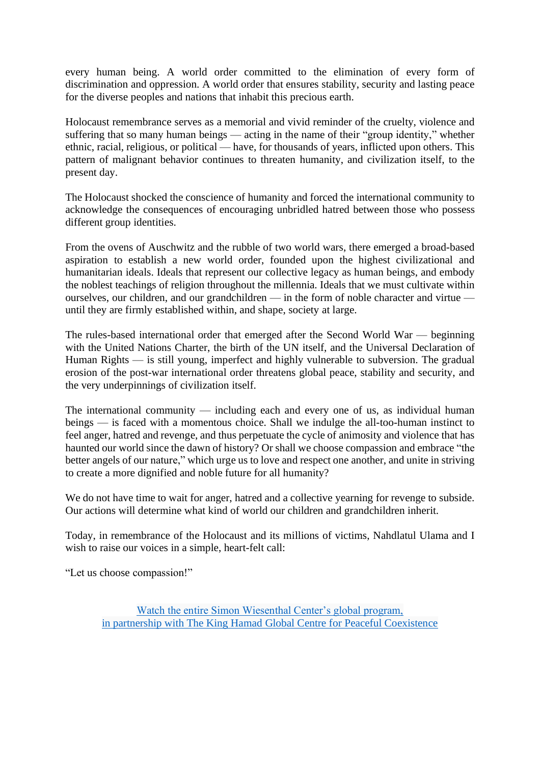every human being. A world order committed to the elimination of every form of discrimination and oppression. A world order that ensures stability, security and lasting peace for the diverse peoples and nations that inhabit this precious earth.

Holocaust remembrance serves as a memorial and vivid reminder of the cruelty, violence and suffering that so many human beings — acting in the name of their "group identity," whether ethnic, racial, religious, or political — have, for thousands of years, inflicted upon others. This pattern of malignant behavior continues to threaten humanity, and civilization itself, to the present day.

The Holocaust shocked the conscience of humanity and forced the international community to acknowledge the consequences of encouraging unbridled hatred between those who possess different group identities.

From the ovens of Auschwitz and the rubble of two world wars, there emerged a broad-based aspiration to establish a new world order, founded upon the highest civilizational and humanitarian ideals. Ideals that represent our collective legacy as human beings, and embody the noblest teachings of religion throughout the millennia. Ideals that we must cultivate within ourselves, our children, and our grandchildren — in the form of noble character and virtue — until they are firmly established within, and shape, society at large.

The rules-based international order that emerged after the Second World War — beginning with the United Nations Charter, the birth of the UN itself, and the Universal Declaration of Human Rights — is still young, imperfect and highly vulnerable to subversion. The gradual erosion of the post-war international order threatens global peace, stability and security, and the very underpinnings of civilization itself.

The international community — including each and every one of us, as individual human beings — is faced with a momentous choice. Shall we indulge the all-too-human instinct to feel anger, hatred and revenge, and thus perpetuate the cycle of animosity and violence that has haunted our world since the dawn of history? Or shall we choose compassion and embrace "the better angels of our nature," which urge us to love and respect one another, and unite in striving to create a more dignified and noble future for all humanity?

We do not have time to wait for anger, hatred and a collective yearning for revenge to subside. Our actions will determine what kind of world our children and grandchildren inherit.

Today, in remembrance of the Holocaust and its millions of victims, Nahdlatul Ulama and I wish to raise our voices in a simple, heart-felt call:

"Let us choose compassion!"

Watch the entire Simon Wiesenthal Center's global program,
in partnership with The King Hamad Global Centre for Peaceful Coexistence